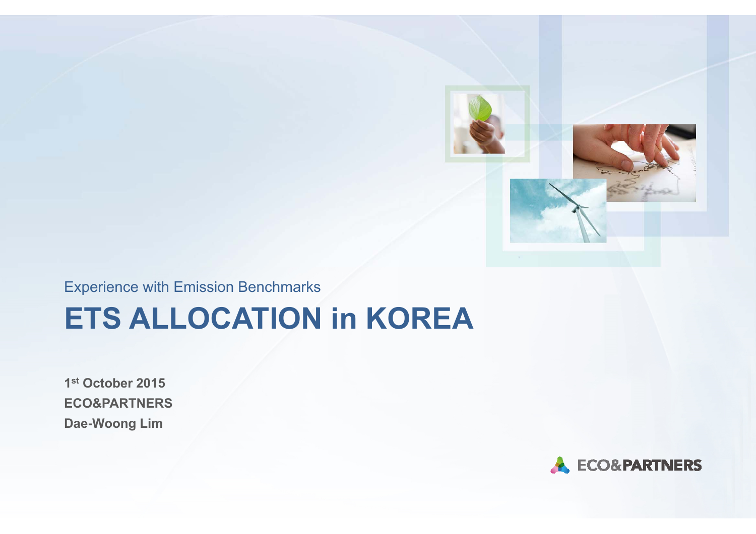Experience with Emission Benchmarks

# ETS ALLOCATION in KOREA

**1st October 2015**
**ECO&PARTNERS**
**Dae-Woong Lim**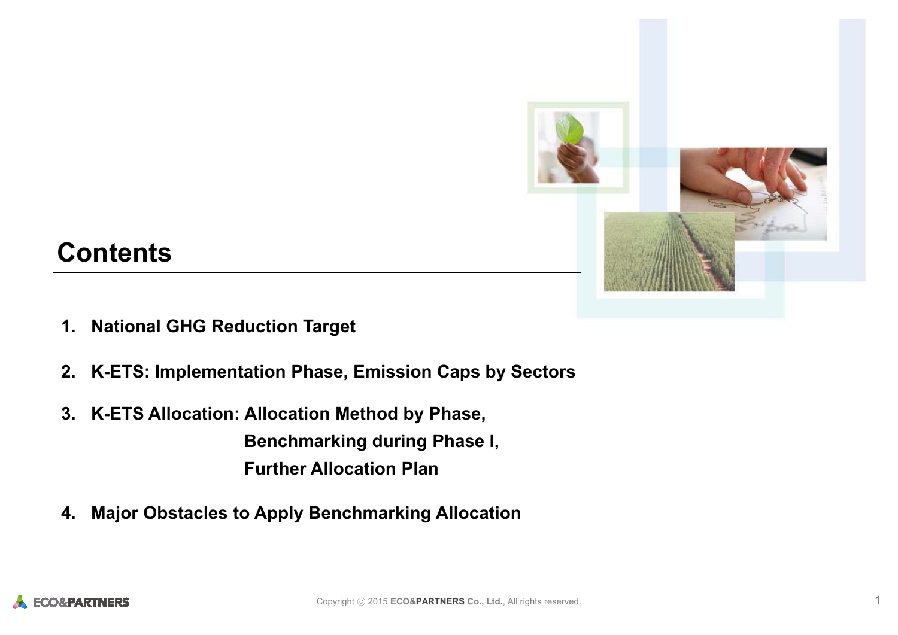# Contents

1. **National GHG Reduction Target**

2. **K-ETS: Implementation Phase, Emission Caps by Sectors**

3. **K-ETS Allocation: Allocation Method by Phase,**
   **Benchmarking during Phase I,**
   **Further Allocation Plan**

4. **Major Obstacles to Apply Benchmarking Allocation**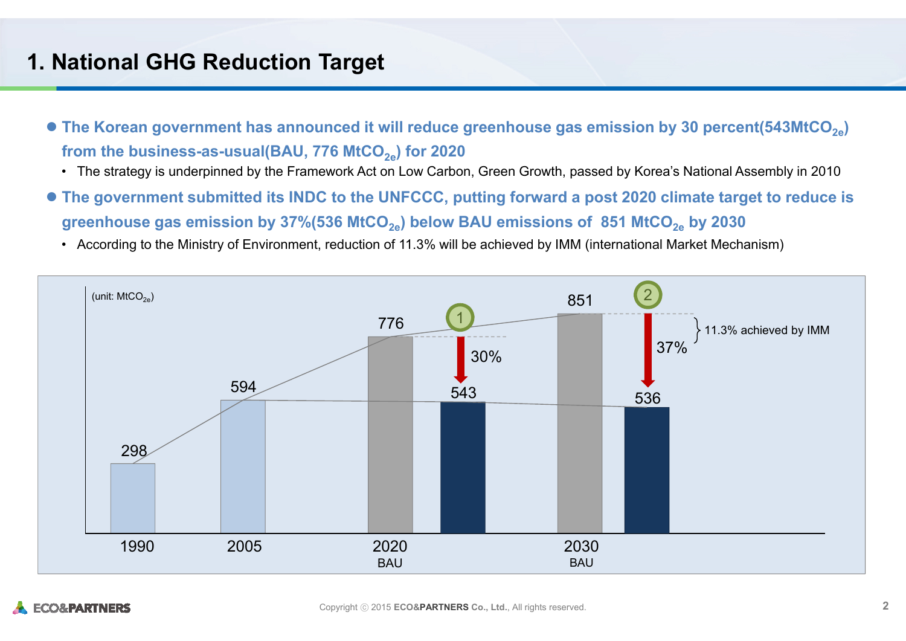# 1. National GHG Reduction Target

- **The Korean government has announced it will reduce greenhouse gas emission by 30 percent(543Mt$CO_{2e}$) from the business-as-usual(BAU, 776 Mt$CO_{2e}$) for 2020**
  - The strategy is underpinned by the Framework Act on Low Carbon, Green Growth, passed by Korea's National Assembly in 2010
- **The government submitted its INDC to the UNFCCC, putting forward a post 2020 climate target to reduce is greenhouse gas emission by 37%(536 Mt$CO_{2e}$) below BAU emissions of 851 Mt$CO_{2e}$ by 2030**
  - According to the Ministry of Environment, reduction of 11.3% will be achieved by IMM (international Market Mechanism)

(unit: Mt$CO_{2e}$)

| Year | Emissions |
|---|---|
| 1990 | 298 |
| 2005 | 594 |
| 2020 BAU | 776 |
| 2020 target (① 30% reduction) | 543 |
| 2030 BAU | 851 |
| 2030 target (② 37% reduction; 11.3% achieved by IMM) | 536 |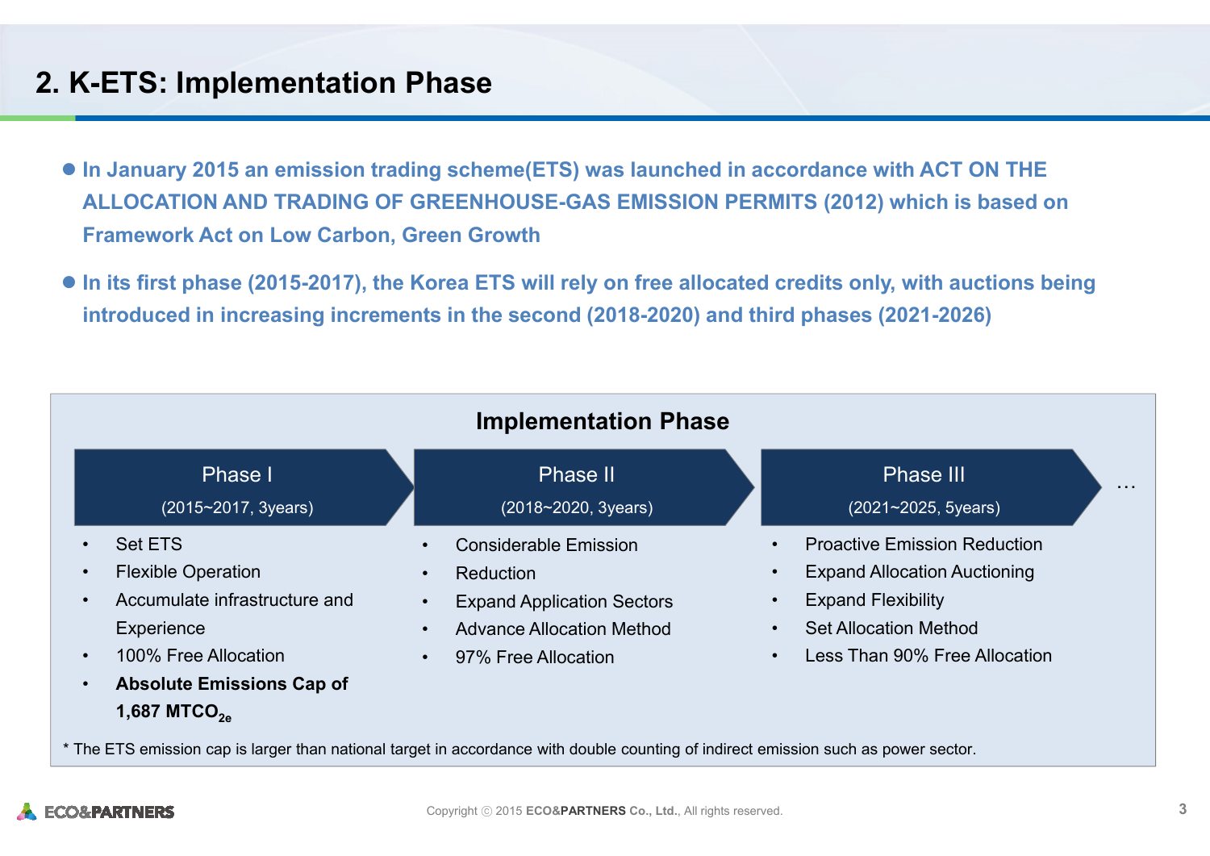# 2. K-ETS: Implementation Phase

- **In January 2015 an emission trading scheme(ETS) was launched in accordance with ACT ON THE ALLOCATION AND TRADING OF GREENHOUSE-GAS EMISSION PERMITS (2012) which is based on Framework Act on Low Carbon, Green Growth**
- **In its first phase (2015-2017), the Korea ETS will rely on free allocated credits only, with auctions being introduced in increasing increments in the second (2018-2020) and third phases (2021-2026)**

## Implementation Phase

| Phase I (2015~2017, 3years) | Phase II (2018~2020, 3years) | Phase III (2021~2025, 5years) | … |
| --- | --- | --- | --- |
| • Set ETS<br>• Flexible Operation<br>• Accumulate infrastructure and Experience<br>• 100% Free Allocation<br>• **Absolute Emissions Cap of 1,687 $MTCO_{2e}$** | • Considerable Emission<br>• Reduction<br>• Expand Application Sectors<br>• Advance Allocation Method<br>• 97% Free Allocation | • Proactive Emission Reduction<br>• Expand Allocation Auctioning<br>• Expand Flexibility<br>• Set Allocation Method<br>• Less Than 90% Free Allocation | |

* The ETS emission cap is larger than national target in accordance with double counting of indirect emission such as power sector.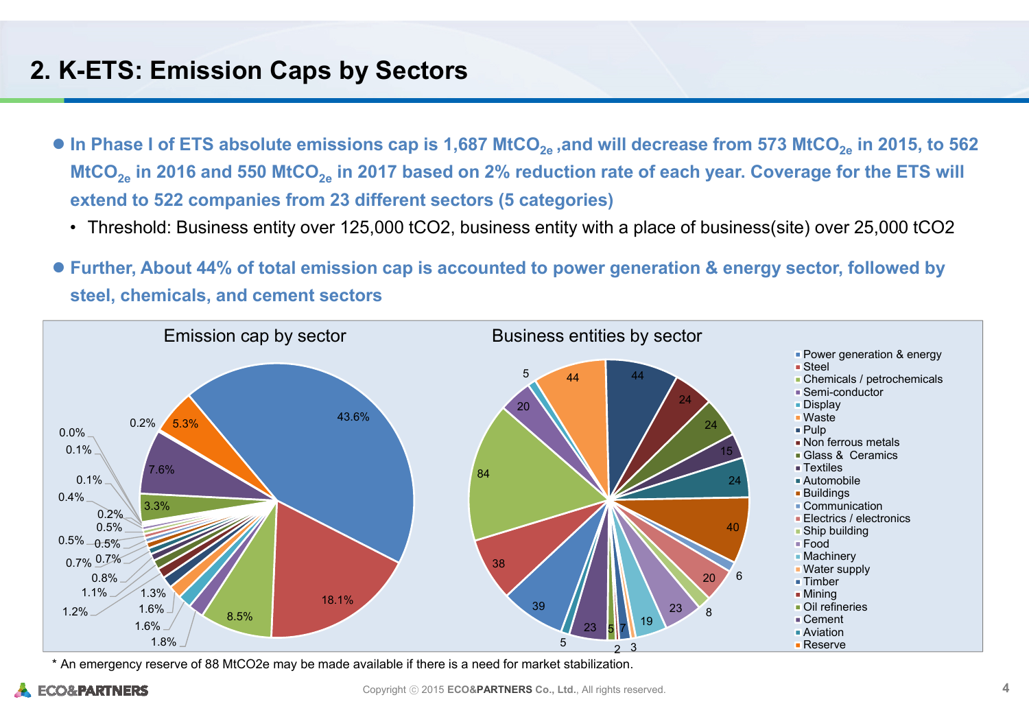## 2. K-ETS: Emission Caps by Sectors

- **In Phase I of ETS absolute emissions cap is 1,687 $MtCO_{2e}$ ,and will decrease from 573 $MtCO_{2e}$ in 2015, to 562 $MtCO_{2e}$ in 2016 and 550 $MtCO_{2e}$ in 2017 based on 2% reduction rate of each year. Coverage for the ETS will extend to 522 companies from 23 different sectors (5 categories)**
  - Threshold: Business entity over 125,000 tCO2, business entity with a place of business(site) over 25,000 tCO2
- **Further, About 44% of total emission cap is accounted to power generation & energy sector, followed by steel, chemicals, and cement sectors**

Emission cap by sector

Business entities by sector

Legend: Power generation & energy, Steel, Chemicals / petrochemicals, Semi-conductor, Display, Waste, Pulp, Non ferrous metals, Glass & Ceramics, Textiles, Automobile, Buildings, Communication, Electrics / electronics, Ship building, Food, Machinery, Water supply, Timber, Mining, Oil refineries, Cement, Aviation, Reserve

Emission cap by sector (chart labels): 43.6%, 18.1%, 8.5%, 1.8%, 1.6%, 1.6%, 1.3%, 1.2%, 1.1%, 0.8%, 0.7%, 0.7%, 0.5%, 0.5%, 0.5%, 0.2%, 0.4%, 0.1%, 0.1%, 0.0%, 0.2%, 3.3%, 7.6%, 5.3%

Business entities by sector (chart labels): 44, 24, 24, 15, 24, 40, 6, 20, 8, 23, 19, 3, 2, 7, 5, 23, 5, 39, 38, 84, 20, 5, 44

\* An emergency reserve of 88 MtCO2e may be made available if there is a need for market stabilization.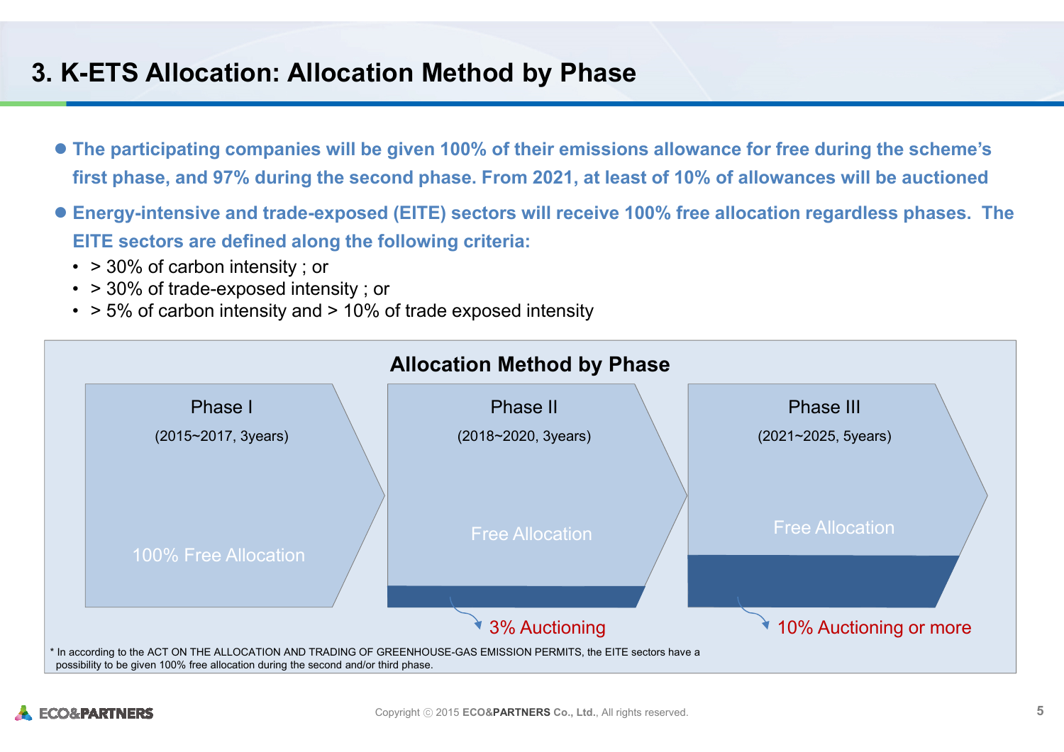# 3. K-ETS Allocation: Allocation Method by Phase

- **The participating companies will be given 100% of their emissions allowance for free during the scheme's first phase, and 97% during the second phase. From 2021, at least of 10% of allowances will be auctioned**
- **Energy-intensive and trade-exposed (EITE) sectors will receive 100% free allocation regardless phases. The EITE sectors are defined along the following criteria:**
  - > 30% of carbon intensity ; or
  - > 30% of trade-exposed intensity ; or
  - > 5% of carbon intensity and > 10% of trade exposed intensity

## Allocation Method by Phase

| Phase I | Phase II | Phase III |
|---|---|---|
| (2015~2017, 3years) | (2018~2020, 3years) | (2021~2025, 5years) |
| 100% Free Allocation | Free Allocation | Free Allocation |
| | 3% Auctioning | 10% Auctioning or more |

\* In according to the ACT ON THE ALLOCATION AND TRADING OF GREENHOUSE-GAS EMISSION PERMITS, the EITE sectors have a possibility to be given 100% free allocation during the second and/or third phase.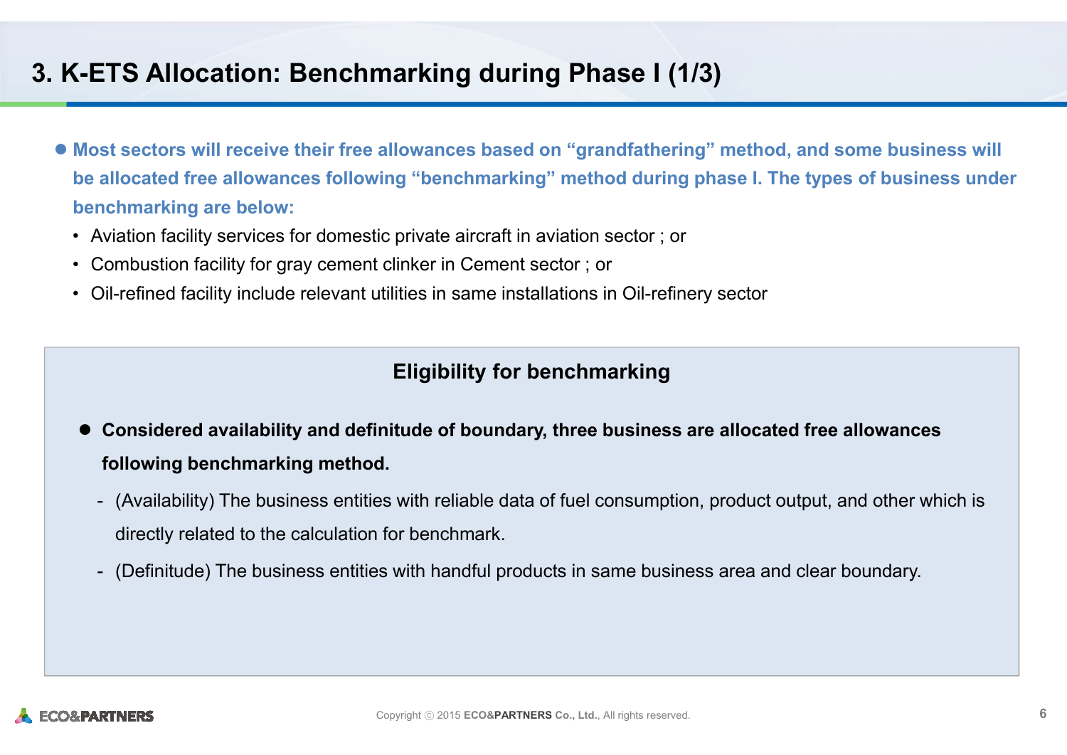# 3. K-ETS Allocation: Benchmarking during Phase I (1/3)

- **Most sectors will receive their free allowances based on "grandfathering" method, and some business will be allocated free allowances following "benchmarking" method during phase I. The types of business under benchmarking are below:**
  - Aviation facility services for domestic private aircraft in aviation sector ; or
  - Combustion facility for gray cement clinker in Cement sector ; or
  - Oil-refined facility include relevant utilities in same installations in Oil-refinery sector

## Eligibility for benchmarking

- **Considered availability and definitude of boundary, three business are allocated free allowances following benchmarking method.**
  - (Availability) The business entities with reliable data of fuel consumption, product output, and other which is directly related to the calculation for benchmark.
  - (Definitude) The business entities with handful products in same business area and clear boundary.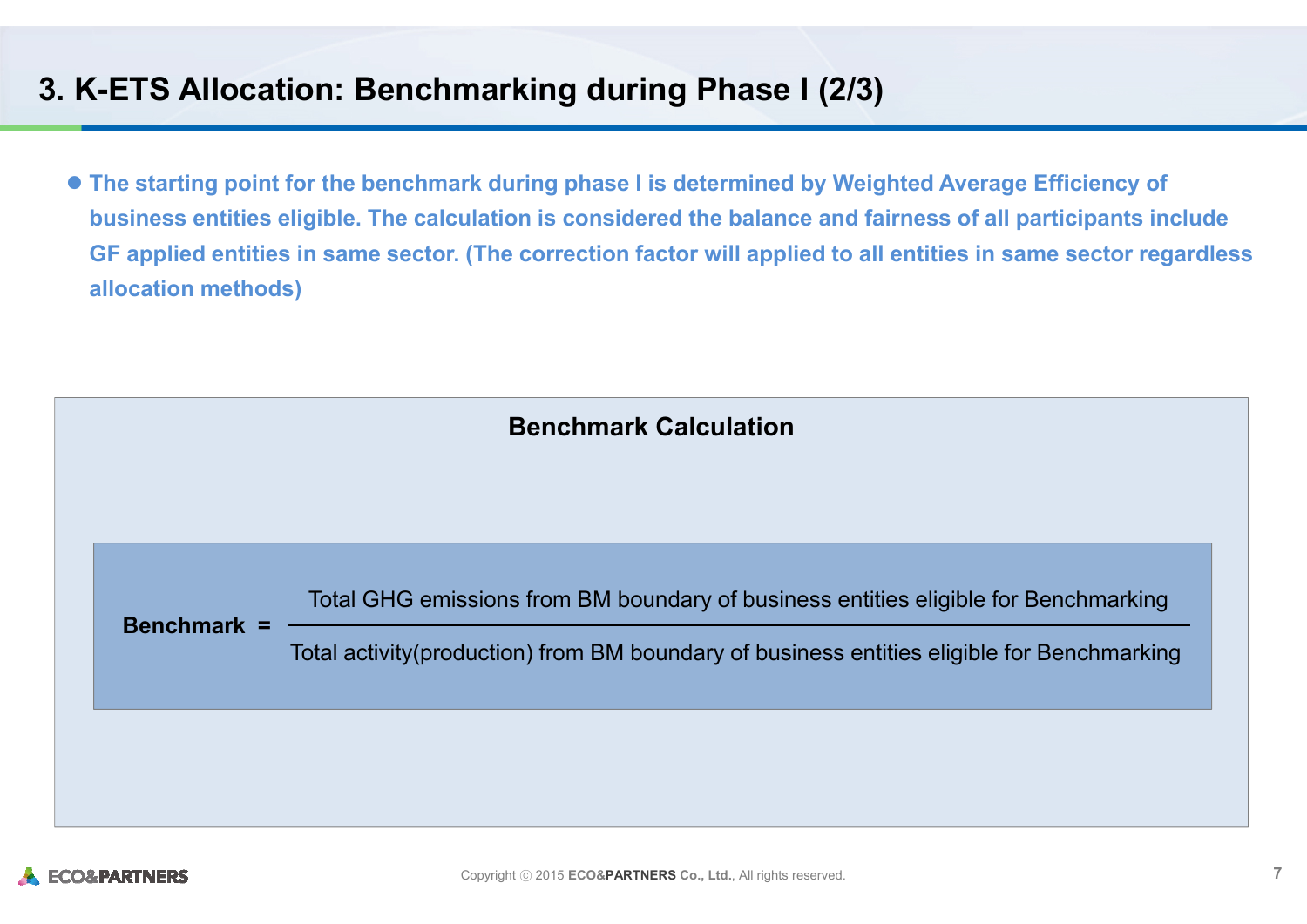# 3. K-ETS Allocation: Benchmarking during Phase I (2/3)

- **The starting point for the benchmark during phase I is determined by Weighted Average Efficiency of business entities eligible. The calculation is considered the balance and fairness of all participants include GF applied entities in same sector. (The correction factor will applied to all entities in same sector regardless allocation methods)**

## Benchmark Calculation

$$\textbf{Benchmark} = \frac{\text{Total GHG emissions from BM boundary of business entities eligible for Benchmarking}}{\text{Total activity(production) from BM boundary of business entities eligible for Benchmarking}}$$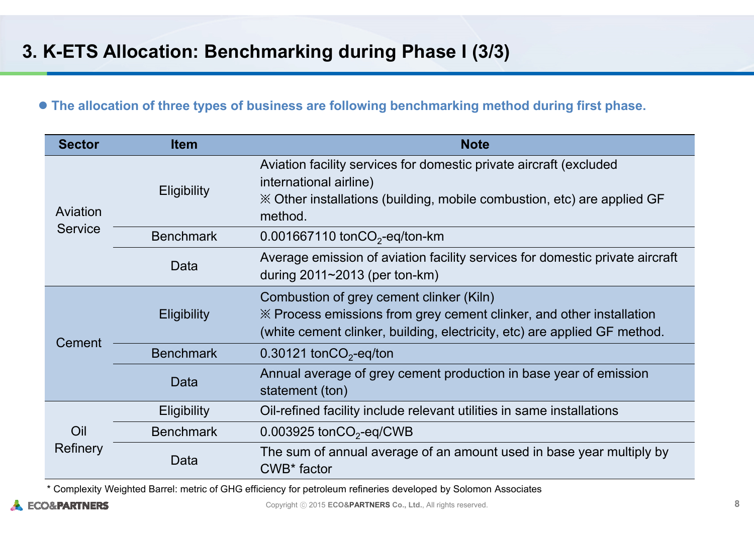# 3. K-ETS Allocation: Benchmarking during Phase I (3/3)

- **The allocation of three types of business are following benchmarking method during first phase.**

| Sector | Item | Note |
|---|---|---|
| Aviation Service | Eligibility | Aviation facility services for domestic private aircraft (excluded international airline)<br>※ Other installations (building, mobile combustion, etc) are applied GF method. |
| | Benchmark | 0.001667110 ton$CO_2$-eq/ton-km |
| | Data | Average emission of aviation facility services for domestic private aircraft during 2011~2013 (per ton-km) |
| Cement | Eligibility | Combustion of grey cement clinker (Kiln)<br>※ Process emissions from grey cement clinker, and other installation (white cement clinker, building, electricity, etc) are applied GF method. |
| | Benchmark | 0.30121 ton$CO_2$-eq/ton |
| | Data | Annual average of grey cement production in base year of emission statement (ton) |
| Oil Refinery | Eligibility | Oil-refined facility include relevant utilities in same installations |
| | Benchmark | 0.003925 ton$CO_2$-eq/CWB |
| | Data | The sum of annual average of an amount used in base year multiply by CWB* factor |

* Complexity Weighted Barrel: metric of GHG efficiency for petroleum refineries developed by Solomon Associates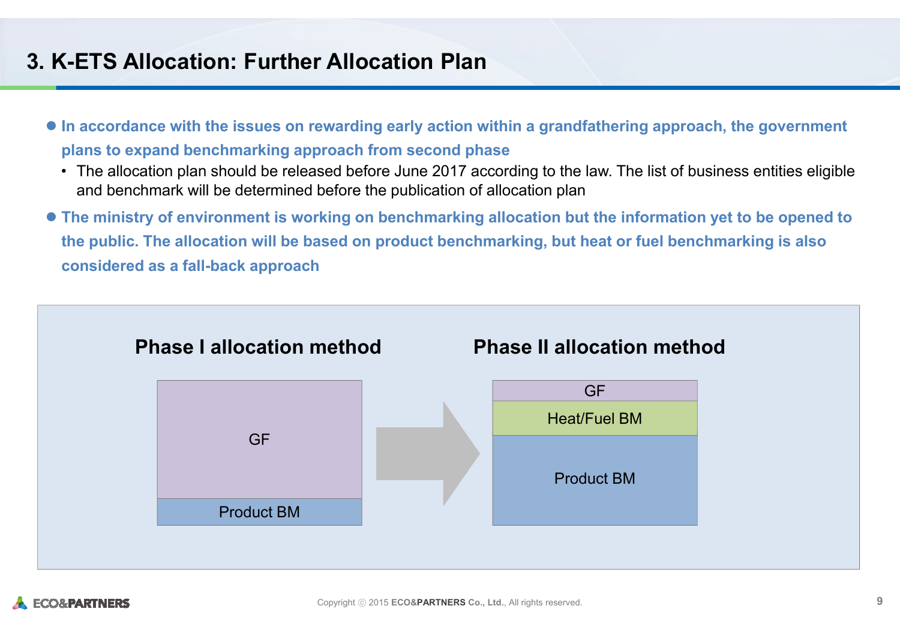# 3. K-ETS Allocation: Further Allocation Plan

- **In accordance with the issues on rewarding early action within a grandfathering approach, the government plans to expand benchmarking approach from second phase**
  - The allocation plan should be released before June 2017 according to the law. The list of business entities eligible and benchmark will be determined before the publication of allocation plan
- **The ministry of environment is working on benchmarking allocation but the information yet to be opened to the public. The allocation will be based on product benchmarking, but heat or fuel benchmarking is also considered as a fall-back approach**

**Phase I allocation method**

GF

Product BM

**Phase II allocation method**

GF

Heat/Fuel BM

Product BM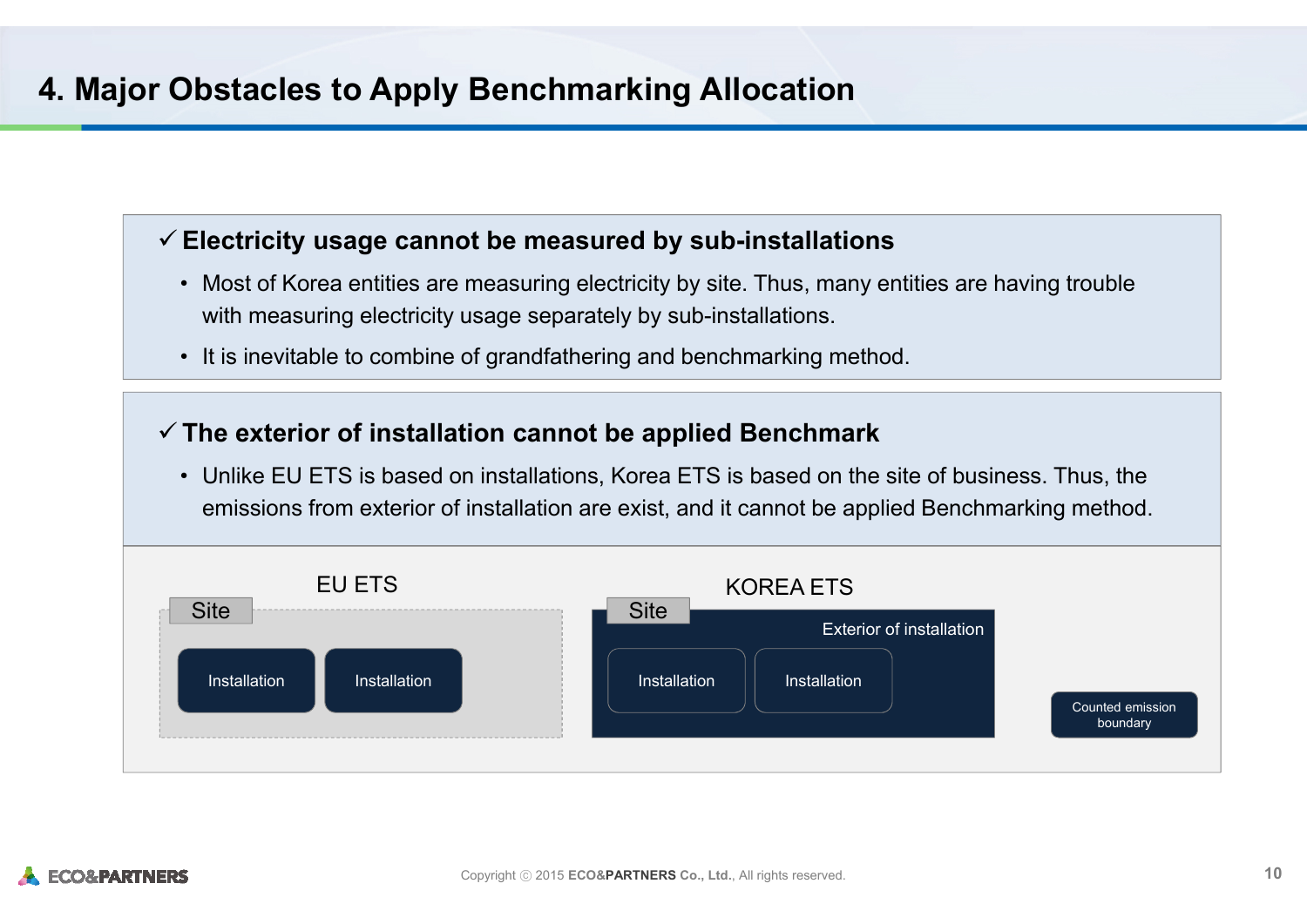# 4. Major Obstacles to Apply Benchmarking Allocation

### ✓ Electricity usage cannot be measured by sub-installations

- Most of Korea entities are measuring electricity by site. Thus, many entities are having trouble with measuring electricity usage separately by sub-installations.
- It is inevitable to combine of grandfathering and benchmarking method.

### ✓ The exterior of installation cannot be applied Benchmark

- Unlike EU ETS is based on installations, Korea ETS is based on the site of business. Thus, the emissions from exterior of installation are exist, and it cannot be applied Benchmarking method.

EU ETS

Site

Installation Installation

KOREA ETS

Site

Exterior of installation

Installation Installation

Counted emission boundary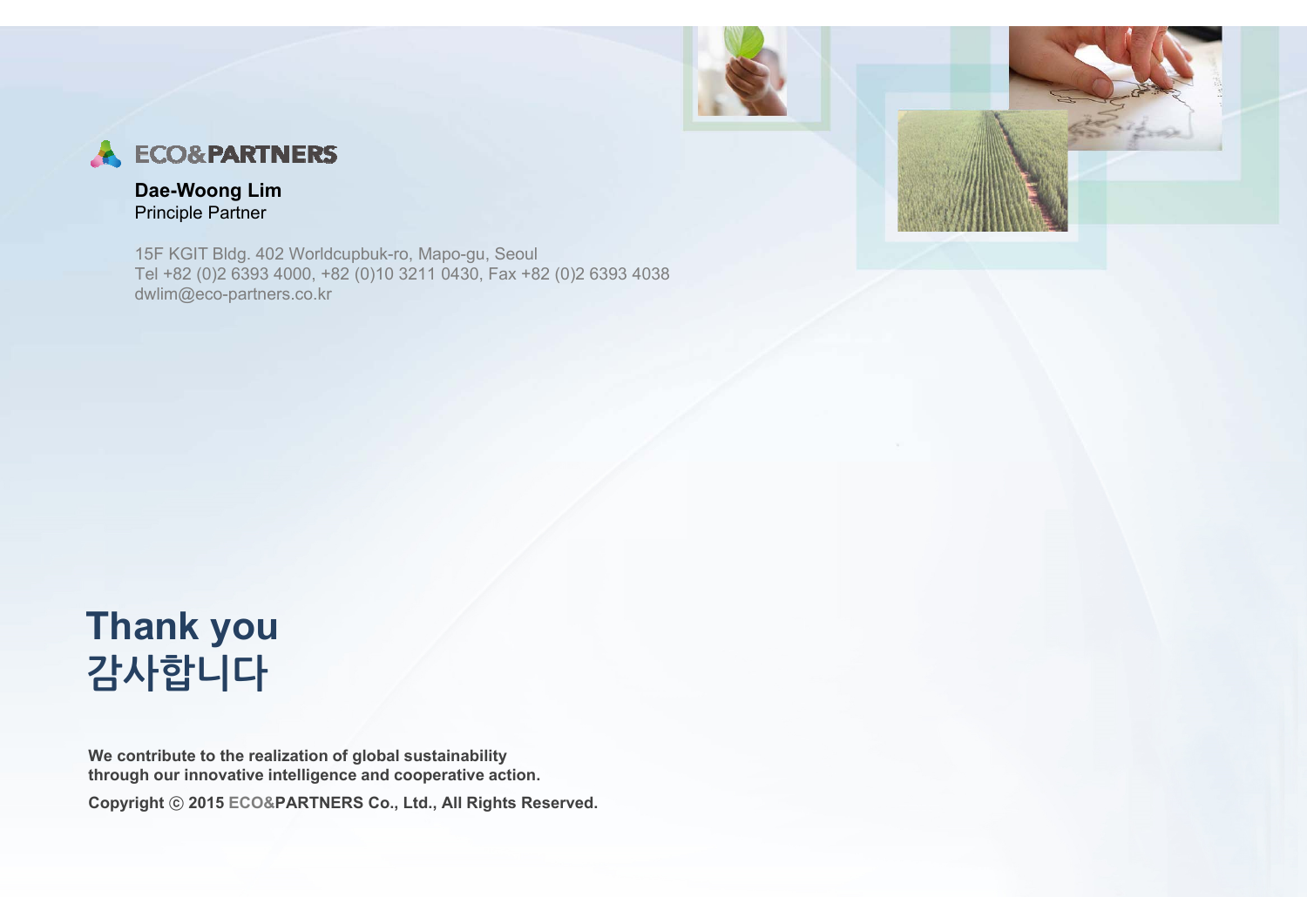ECO&PARTNERS

**Dae-Woong Lim**
Principle Partner

15F KGIT Bldg. 402 Worldcupbuk-ro, Mapo-gu, Seoul
Tel +82 (0)2 6393 4000, +82 (0)10 3211 0430, Fax +82 (0)2 6393 4038
dwlim@eco-partners.co.kr

# Thank you
# 감사합니다

**We contribute to the realization of global sustainability through our innovative intelligence and cooperative action.**

**Copyright ⓒ 2015 ECO&PARTNERS Co., Ltd., All Rights Reserved.**